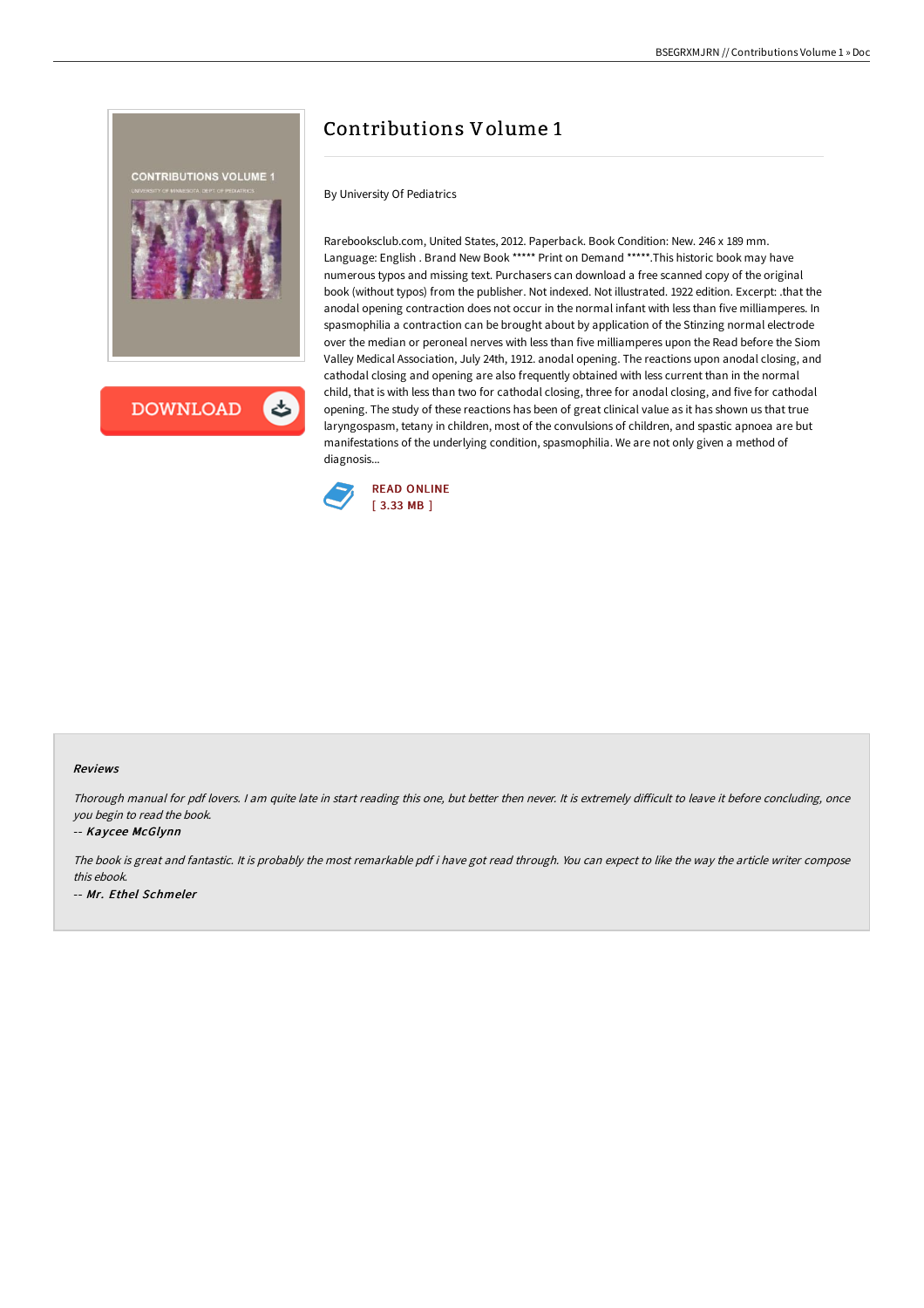# Contributions Volume 1

By University Of Pediatrics

Rarebooksclub.com, United States, 2012. Paperback. Book Condition: New. 246 x 189 mm. Language: English . Brand New Book ***** Print on Demand *****.This historic book may have numerous typos and missing text. Purchasers can download a free scanned copy of the original book (without typos) from the publisher. Not indexed. Not illustrated. 1922 edition. Excerpt: .that the anodal opening contraction does not occur in the normal infant with less than five milliamperes. In spasmophilia a contraction can be brought about by application of the Stinzing normal electrode over the median or peroneal nerves with less than five milliamperes upon the Read before the Siom Valley Medical Association, July 24th, 1912. anodal opening. The reactions upon anodal closing, and cathodal closing and opening are also frequently obtained with less current than in the normal child, that is with less than two for cathodal closing, three for anodal closing, and five for cathodal opening. The study of these reactions has been of great clinical value as it has shown us that true laryngospasm, tetany in children, most of the convulsions of children, and spastic apnoea are but manifestations of the underlying condition, spasmophilia. We are not only given a method of diagnosis...

READ ONLINE
[ 3.33 MB ]

## Reviews

*Thorough manual for pdf lovers. I am quite late in start reading this one, but better then never. It is extremely difficult to leave it before concluding, once you begin to read the book.*

-- ***Kaycee McGlynn***

*The book is great and fantastic. It is probably the most remarkable pdf i have got read through. You can expect to like the way the article writer compose this ebook.*

-- ***Mr. Ethel Schmeler***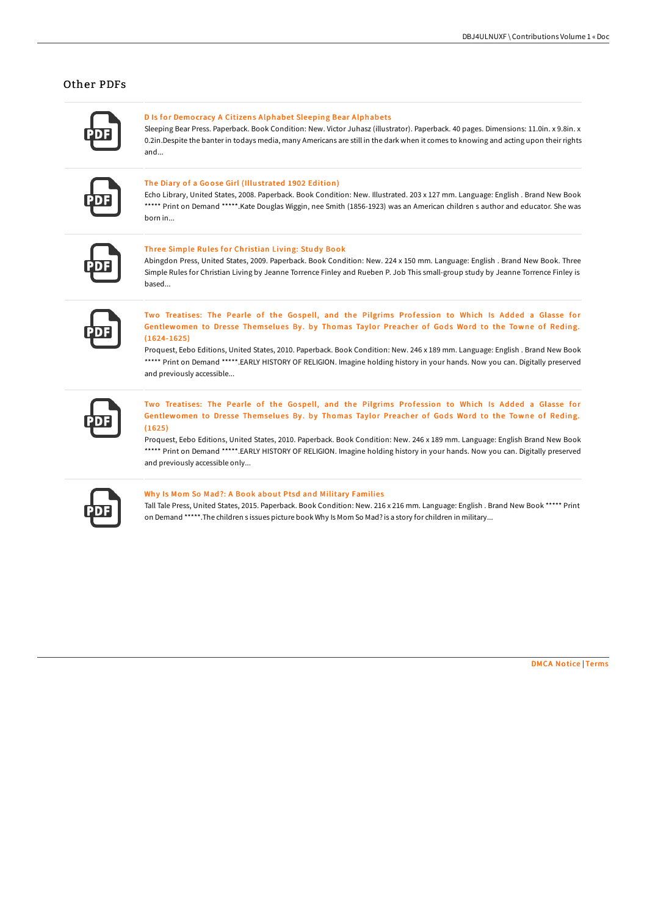## Other PDFs

### D Is for Democracy A Citizens Alphabet Sleeping Bear Alphabets

Sleeping Bear Press. Paperback. Book Condition: New. Victor Juhasz (illustrator). Paperback. 40 pages. Dimensions: 11.0in. x 9.8in. x 0.2in.Despite the banter in todays media, many Americans are still in the dark when it comes to knowing and acting upon their rights and...

### The Diary of a Goose Girl (Illustrated 1902 Edition)

Echo Library, United States, 2008. Paperback. Book Condition: New. Illustrated. 203 x 127 mm. Language: English . Brand New Book ***** Print on Demand *****.Kate Douglas Wiggin, nee Smith (1856-1923) was an American children s author and educator. She was born in...

### Three Simple Rules for Christian Living: Study Book

Abingdon Press, United States, 2009. Paperback. Book Condition: New. 224 x 150 mm. Language: English . Brand New Book. Three Simple Rules for Christian Living by Jeanne Torrence Finley and Rueben P. Job This small-group study by Jeanne Torrence Finley is based...

### Two Treatises: The Pearle of the Gospell, and the Pilgrims Profession to Which Is Added a Glasse for Gentlewomen to Dresse Themselues By. by Thomas Taylor Preacher of Gods Word to the Towne of Reding. (1624-1625)

Proquest, Eebo Editions, United States, 2010. Paperback. Book Condition: New. 246 x 189 mm. Language: English . Brand New Book ***** Print on Demand *****.EARLY HISTORY OF RELIGION. Imagine holding history in your hands. Now you can. Digitally preserved and previously accessible...

### Two Treatises: The Pearle of the Gospell, and the Pilgrims Profession to Which Is Added a Glasse for Gentlewomen to Dresse Themselues By. by Thomas Taylor Preacher of Gods Word to the Towne of Reding. (1625)

Proquest, Eebo Editions, United States, 2010. Paperback. Book Condition: New. 246 x 189 mm. Language: English Brand New Book ***** Print on Demand *****.EARLY HISTORY OF RELIGION. Imagine holding history in your hands. Now you can. Digitally preserved and previously accessible only...

### Why Is Mom So Mad?: A Book about Ptsd and Military Families

Tall Tale Press, United States, 2015. Paperback. Book Condition: New. 216 x 216 mm. Language: English . Brand New Book ***** Print on Demand *****.The children s issues picture book Why Is Mom So Mad? is a story for children in military...

DMCA Notice | Terms